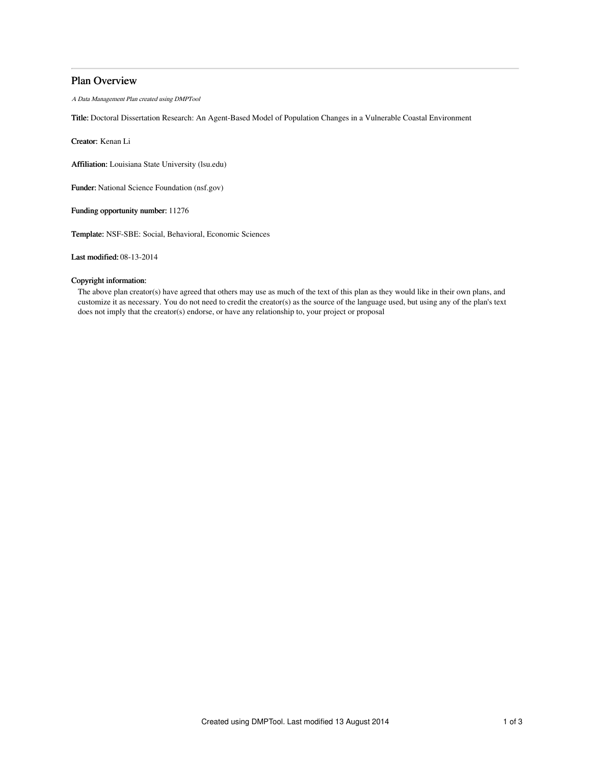# Plan Overview

*A Data Management Plan created using DMPTool*

**Title:** Doctoral Dissertation Research: An Agent-Based Model of Population Changes in a Vulnerable Coastal Environment

**Creator:** Kenan Li

**Affiliation:** Louisiana State University (lsu.edu)

**Funder:** National Science Foundation (nsf.gov)

**Funding opportunity number:** 11276

**Template:** NSF-SBE: Social, Behavioral, Economic Sciences

**Last modified:** 08-13-2014

**Copyright information:**

The above plan creator(s) have agreed that others may use as much of the text of this plan as they would like in their own plans, and customize it as necessary. You do not need to credit the creator(s) as the source of the language used, but using any of the plan's text does not imply that the creator(s) endorse, or have any relationship to, your project or proposal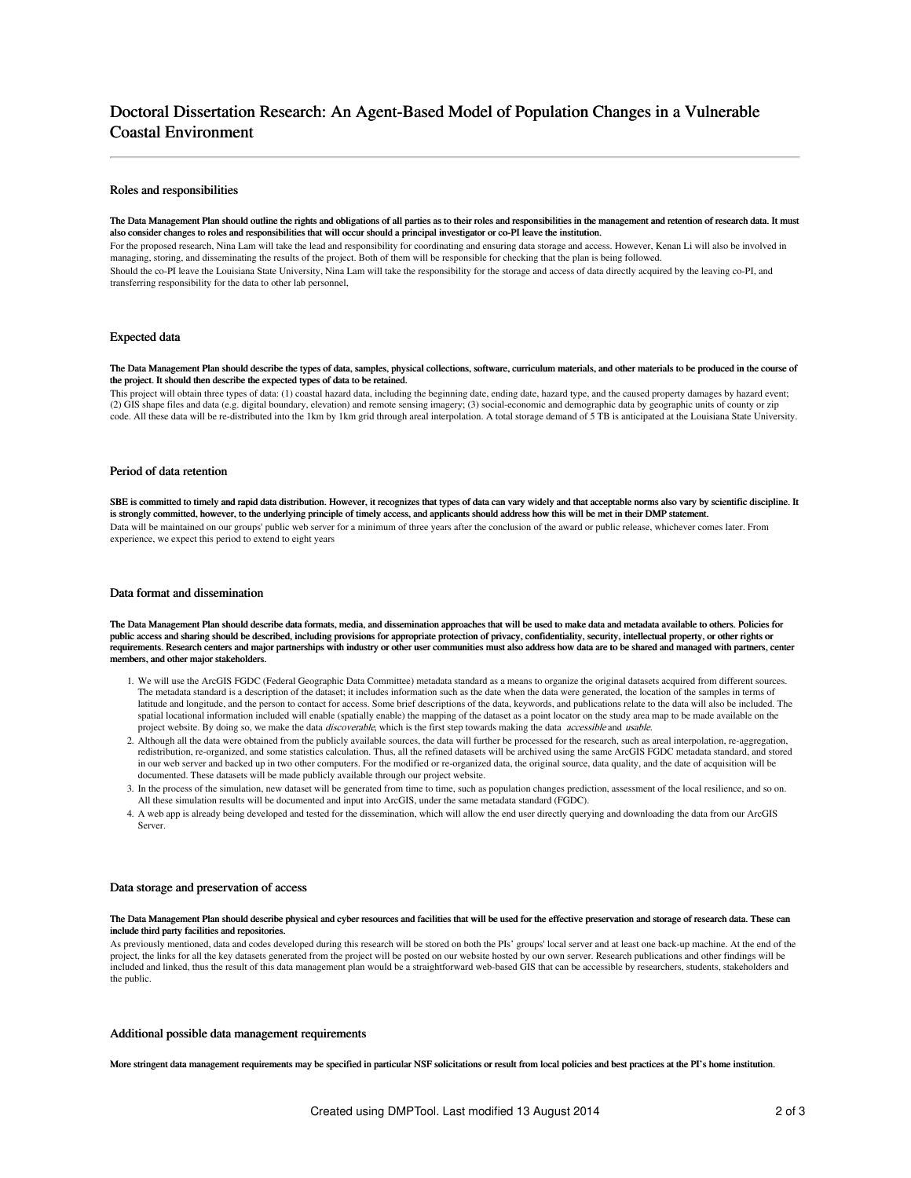# Doctoral Dissertation Research: An Agent-Based Model of Population Changes in a Vulnerable Coastal Environment

## Roles and responsibilities

**The Data Management Plan should outline the rights and obligations of all parties as to their roles and responsibilities in the management and retention of research data. It must also consider changes to roles and responsibilities that will occur should a principal investigator or co-PI leave the institution.**

For the proposed research, Nina Lam will take the lead and responsibility for coordinating and ensuring data storage and access. However, Kenan Li will also be involved in managing, storing, and disseminating the results of the project. Both of them will be responsible for checking that the plan is being followed.

Should the co-PI leave the Louisiana State University, Nina Lam will take the responsibility for the storage and access of data directly acquired by the leaving co-PI, and transferring responsibility for the data to other lab personnel,

## Expected data

**The Data Management Plan should describe the types of data, samples, physical collections, software, curriculum materials, and other materials to be produced in the course of the project. It should then describe the expected types of data to be retained.**

This project will obtain three types of data: (1) coastal hazard data, including the beginning date, ending date, hazard type, and the caused property damages by hazard event; (2) GIS shape files and data (e.g. digital boundary, elevation) and remote sensing imagery; (3) social-economic and demographic data by geographic units of county or zip code. All these data will be re-distributed into the 1km by 1km grid through areal interpolation. A total storage demand of 5 TB is anticipated at the Louisiana State University.

## Period of data retention

**SBE is committed to timely and rapid data distribution. However, it recognizes that types of data can vary widely and that acceptable norms also vary by scientific discipline. It is strongly committed, however, to the underlying principle of timely access, and applicants should address how this will be met in their DMP statement.**

Data will be maintained on our groups' public web server for a minimum of three years after the conclusion of the award or public release, whichever comes later. From experience, we expect this period to extend to eight years

## Data format and dissemination

**The Data Management Plan should describe data formats, media, and dissemination approaches that will be used to make data and metadata available to others. Policies for public access and sharing should be described, including provisions for appropriate protection of privacy, confidentiality, security, intellectual property, or other rights or requirements. Research centers and major partnerships with industry or other user communities must also address how data are to be shared and managed with partners, center members, and other major stakeholders.**

1. We will use the ArcGIS FGDC (Federal Geographic Data Committee) metadata standard as a means to organize the original datasets acquired from different sources. The metadata standard is a description of the dataset; it includes information such as the date when the data were generated, the location of the samples in terms of latitude and longitude, and the person to contact for access. Some brief descriptions of the data, keywords, and publications relate to the data will also be included. The spatial locational information included will enable (spatially enable) the mapping of the dataset as a point locator on the study area map to be made available on the project website. By doing so, we make the data *discoverable*, which is the first step towards making the data *accessible* and *usable*.
2. Although all the data were obtained from the publicly available sources, the data will further be processed for the research, such as areal interpolation, re-aggregation, redistribution, re-organized, and some statistics calculation. Thus, all the refined datasets will be archived using the same ArcGIS FGDC metadata standard, and stored in our web server and backed up in two other computers. For the modified or re-organized data, the original source, data quality, and the date of acquisition will be documented. These datasets will be made publicly available through our project website.
3. In the process of the simulation, new dataset will be generated from time to time, such as population changes prediction, assessment of the local resilience, and so on. All these simulation results will be documented and input into ArcGIS, under the same metadata standard (FGDC).
4. A web app is already being developed and tested for the dissemination, which will allow the end user directly querying and downloading the data from our ArcGIS Server.

## Data storage and preservation of access

**The Data Management Plan should describe physical and cyber resources and facilities that will be used for the effective preservation and storage of research data. These can include third party facilities and repositories.**

As previously mentioned, data and codes developed during this research will be stored on both the PIs' groups' local server and at least one back-up machine. At the end of the project, the links for all the key datasets generated from the project will be posted on our website hosted by our own server. Research publications and other findings will be included and linked, thus the result of this data management plan would be a straightforward web-based GIS that can be accessible by researchers, students, stakeholders and the public.

## Additional possible data management requirements

**More stringent data management requirements may be specified in particular NSF solicitations or result from local policies and best practices at the PI's home institution.**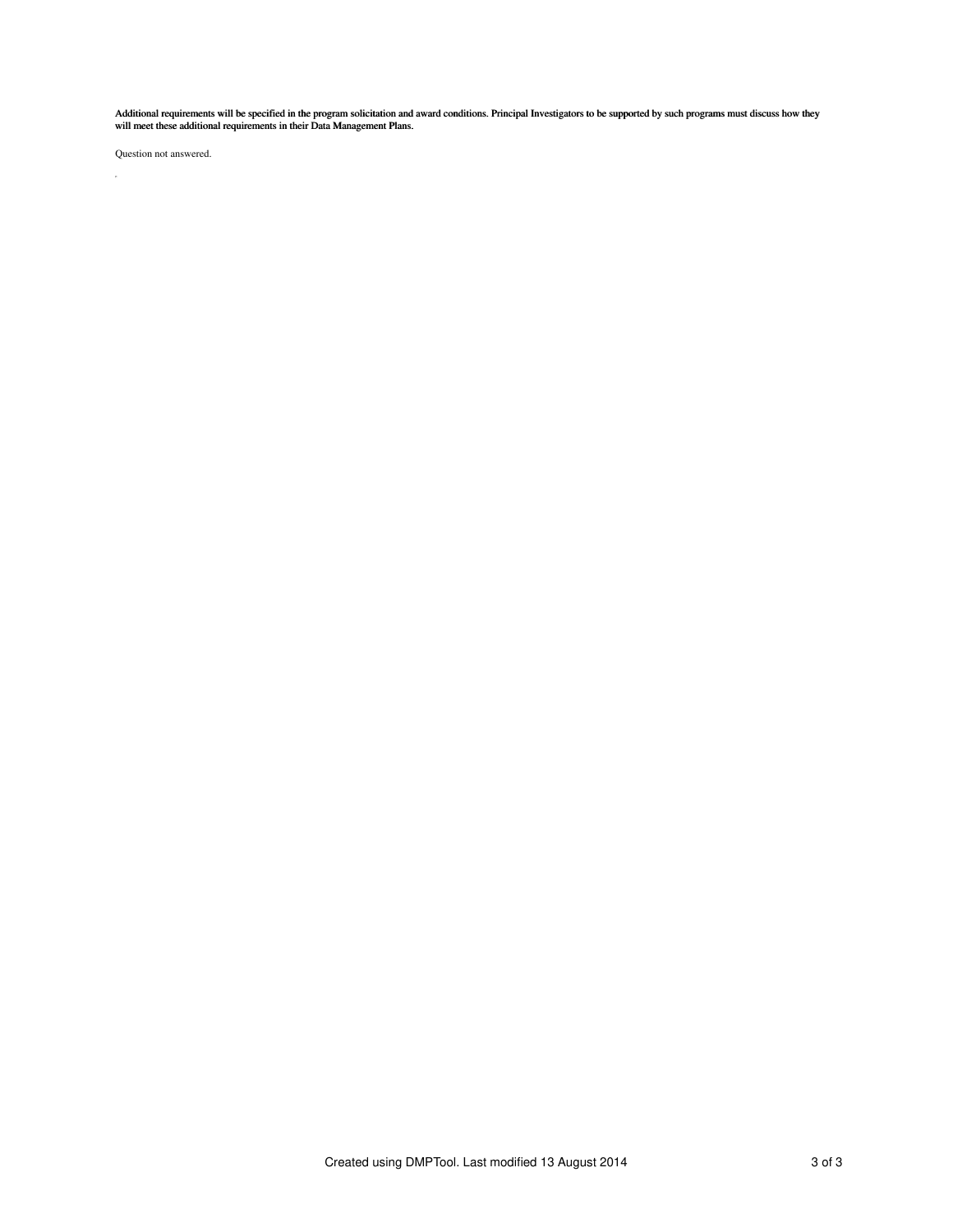**Additional requirements will be specified in the program solicitation and award conditions. Principal Investigators to be supported by such programs must discuss how they will meet these additional requirements in their Data Management Plans.**

Question not answered.

.

Created using DMPTool. Last modified 13 August 2014